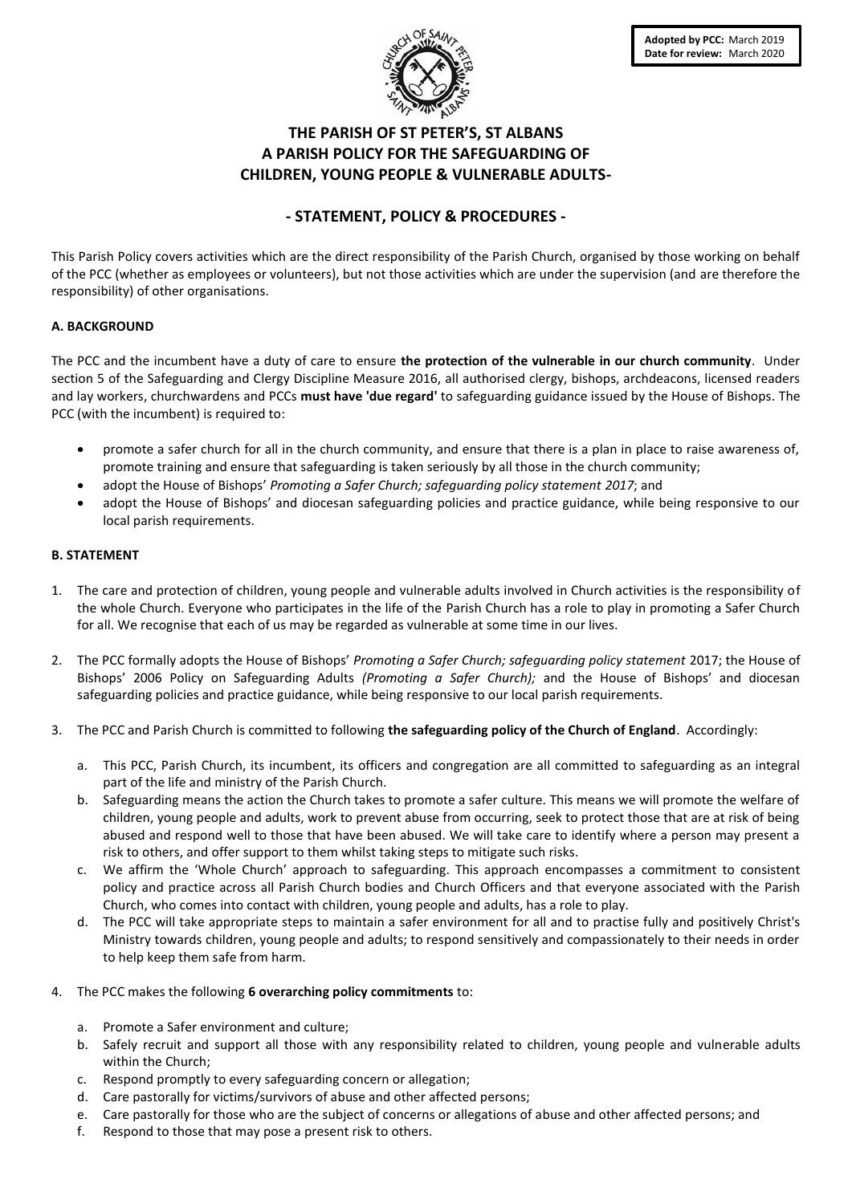**Adopted by PCC:** March 2019
**Date for review:** March 2020

# THE PARISH OF ST PETER'S, ST ALBANS
# A PARISH POLICY FOR THE SAFEGUARDING OF CHILDREN, YOUNG PEOPLE & VULNERABLE ADULTS-

## - STATEMENT, POLICY & PROCEDURES -

This Parish Policy covers activities which are the direct responsibility of the Parish Church, organised by those working on behalf of the PCC (whether as employees or volunteers), but not those activities which are under the supervision (and are therefore the responsibility) of other organisations.

### A. BACKGROUND

The PCC and the incumbent have a duty of care to ensure **the protection of the vulnerable in our church community**. Under section 5 of the Safeguarding and Clergy Discipline Measure 2016, all authorised clergy, bishops, archdeacons, licensed readers and lay workers, churchwardens and PCCs **must have 'due regard'** to safeguarding guidance issued by the House of Bishops. The PCC (with the incumbent) is required to:

- promote a safer church for all in the church community, and ensure that there is a plan in place to raise awareness of, promote training and ensure that safeguarding is taken seriously by all those in the church community;
- adopt the House of Bishops' *Promoting a Safer Church; safeguarding policy statement 2017*; and
- adopt the House of Bishops' and diocesan safeguarding policies and practice guidance, while being responsive to our local parish requirements.

### B. STATEMENT

1. The care and protection of children, young people and vulnerable adults involved in Church activities is the responsibility of the whole Church. Everyone who participates in the life of the Parish Church has a role to play in promoting a Safer Church for all. We recognise that each of us may be regarded as vulnerable at some time in our lives.

2. The PCC formally adopts the House of Bishops' *Promoting a Safer Church; safeguarding policy statement* 2017; the House of Bishops' 2006 Policy on Safeguarding Adults *(Promoting a Safer Church);* and the House of Bishops' and diocesan safeguarding policies and practice guidance, while being responsive to our local parish requirements.

3. The PCC and Parish Church is committed to following **the safeguarding policy of the Church of England**. Accordingly:

   a. This PCC, Parish Church, its incumbent, its officers and congregation are all committed to safeguarding as an integral part of the life and ministry of the Parish Church.
   b. Safeguarding means the action the Church takes to promote a safer culture. This means we will promote the welfare of children, young people and adults, work to prevent abuse from occurring, seek to protect those that are at risk of being abused and respond well to those that have been abused. We will take care to identify where a person may present a risk to others, and offer support to them whilst taking steps to mitigate such risks.
   c. We affirm the 'Whole Church' approach to safeguarding. This approach encompasses a commitment to consistent policy and practice across all Parish Church bodies and Church Officers and that everyone associated with the Parish Church, who comes into contact with children, young people and adults, has a role to play.
   d. The PCC will take appropriate steps to maintain a safer environment for all and to practise fully and positively Christ's Ministry towards children, young people and adults; to respond sensitively and compassionately to their needs in order to help keep them safe from harm.

4. The PCC makes the following **6 overarching policy commitments** to:

   a. Promote a Safer environment and culture;
   b. Safely recruit and support all those with any responsibility related to children, young people and vulnerable adults within the Church;
   c. Respond promptly to every safeguarding concern or allegation;
   d. Care pastorally for victims/survivors of abuse and other affected persons;
   e. Care pastorally for those who are the subject of concerns or allegations of abuse and other affected persons; and
   f. Respond to those that may pose a present risk to others.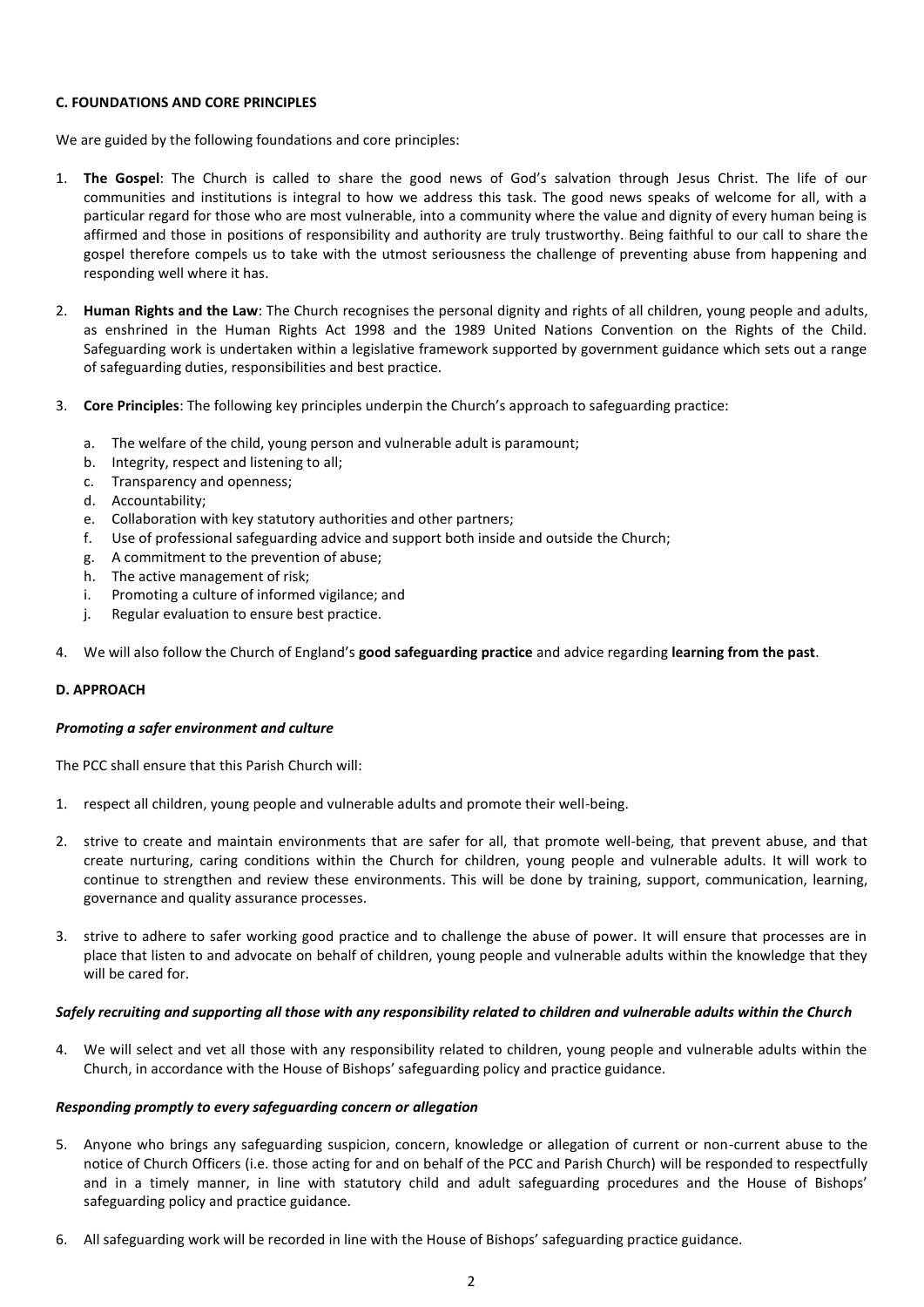## C. FOUNDATIONS AND CORE PRINCIPLES

We are guided by the following foundations and core principles:

1. **The Gospel**: The Church is called to share the good news of God's salvation through Jesus Christ. The life of our communities and institutions is integral to how we address this task. The good news speaks of welcome for all, with a particular regard for those who are most vulnerable, into a community where the value and dignity of every human being is affirmed and those in positions of responsibility and authority are truly trustworthy. Being faithful to our call to share the gospel therefore compels us to take with the utmost seriousness the challenge of preventing abuse from happening and responding well where it has.

2. **Human Rights and the Law**: The Church recognises the personal dignity and rights of all children, young people and adults, as enshrined in the Human Rights Act 1998 and the 1989 United Nations Convention on the Rights of the Child. Safeguarding work is undertaken within a legislative framework supported by government guidance which sets out a range of safeguarding duties, responsibilities and best practice.

3. **Core Principles**: The following key principles underpin the Church's approach to safeguarding practice:

   a. The welfare of the child, young person and vulnerable adult is paramount;
   b. Integrity, respect and listening to all;
   c. Transparency and openness;
   d. Accountability;
   e. Collaboration with key statutory authorities and other partners;
   f. Use of professional safeguarding advice and support both inside and outside the Church;
   g. A commitment to the prevention of abuse;
   h. The active management of risk;
   i. Promoting a culture of informed vigilance; and
   j. Regular evaluation to ensure best practice.

4. We will also follow the Church of England's **good safeguarding practice** and advice regarding **learning from the past**.

## D. APPROACH

### *Promoting a safer environment and culture*

The PCC shall ensure that this Parish Church will:

1. respect all children, young people and vulnerable adults and promote their well-being.

2. strive to create and maintain environments that are safer for all, that promote well-being, that prevent abuse, and that create nurturing, caring conditions within the Church for children, young people and vulnerable adults. It will work to continue to strengthen and review these environments. This will be done by training, support, communication, learning, governance and quality assurance processes.

3. strive to adhere to safer working good practice and to challenge the abuse of power. It will ensure that processes are in place that listen to and advocate on behalf of children, young people and vulnerable adults within the knowledge that they will be cared for.

### *Safely recruiting and supporting all those with any responsibility related to children and vulnerable adults within the Church*

4. We will select and vet all those with any responsibility related to children, young people and vulnerable adults within the Church, in accordance with the House of Bishops' safeguarding policy and practice guidance.

### *Responding promptly to every safeguarding concern or allegation*

5. Anyone who brings any safeguarding suspicion, concern, knowledge or allegation of current or non-current abuse to the notice of Church Officers (i.e. those acting for and on behalf of the PCC and Parish Church) will be responded to respectfully and in a timely manner, in line with statutory child and adult safeguarding procedures and the House of Bishops' safeguarding policy and practice guidance.

6. All safeguarding work will be recorded in line with the House of Bishops' safeguarding practice guidance.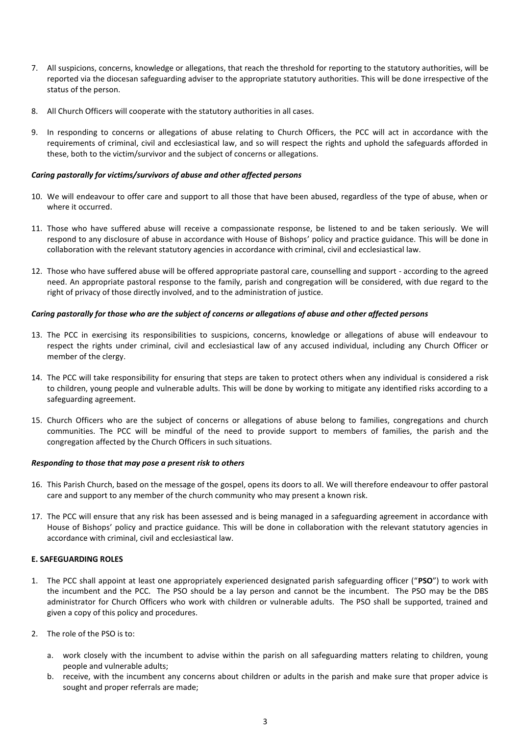7. All suspicions, concerns, knowledge or allegations, that reach the threshold for reporting to the statutory authorities, will be reported via the diocesan safeguarding adviser to the appropriate statutory authorities. This will be done irrespective of the status of the person.

8. All Church Officers will cooperate with the statutory authorities in all cases.

9. In responding to concerns or allegations of abuse relating to Church Officers, the PCC will act in accordance with the requirements of criminal, civil and ecclesiastical law, and so will respect the rights and uphold the safeguards afforded in these, both to the victim/survivor and the subject of concerns or allegations.

***Caring pastorally for victims/survivors of abuse and other affected persons***

10. We will endeavour to offer care and support to all those that have been abused, regardless of the type of abuse, when or where it occurred.

11. Those who have suffered abuse will receive a compassionate response, be listened to and be taken seriously. We will respond to any disclosure of abuse in accordance with House of Bishops' policy and practice guidance. This will be done in collaboration with the relevant statutory agencies in accordance with criminal, civil and ecclesiastical law.

12. Those who have suffered abuse will be offered appropriate pastoral care, counselling and support - according to the agreed need. An appropriate pastoral response to the family, parish and congregation will be considered, with due regard to the right of privacy of those directly involved, and to the administration of justice.

***Caring pastorally for those who are the subject of concerns or allegations of abuse and other affected persons***

13. The PCC in exercising its responsibilities to suspicions, concerns, knowledge or allegations of abuse will endeavour to respect the rights under criminal, civil and ecclesiastical law of any accused individual, including any Church Officer or member of the clergy.

14. The PCC will take responsibility for ensuring that steps are taken to protect others when any individual is considered a risk to children, young people and vulnerable adults. This will be done by working to mitigate any identified risks according to a safeguarding agreement.

15. Church Officers who are the subject of concerns or allegations of abuse belong to families, congregations and church communities. The PCC will be mindful of the need to provide support to members of families, the parish and the congregation affected by the Church Officers in such situations.

***Responding to those that may pose a present risk to others***

16. This Parish Church, based on the message of the gospel, opens its doors to all. We will therefore endeavour to offer pastoral care and support to any member of the church community who may present a known risk.

17. The PCC will ensure that any risk has been assessed and is being managed in a safeguarding agreement in accordance with House of Bishops' policy and practice guidance. This will be done in collaboration with the relevant statutory agencies in accordance with criminal, civil and ecclesiastical law.

**E. SAFEGUARDING ROLES**

1. The PCC shall appoint at least one appropriately experienced designated parish safeguarding officer ("**PSO**") to work with the incumbent and the PCC. The PSO should be a lay person and cannot be the incumbent. The PSO may be the DBS administrator for Church Officers who work with children or vulnerable adults. The PSO shall be supported, trained and given a copy of this policy and procedures.

2. The role of the PSO is to:

   a. work closely with the incumbent to advise within the parish on all safeguarding matters relating to children, young people and vulnerable adults;
   b. receive, with the incumbent any concerns about children or adults in the parish and make sure that proper advice is sought and proper referrals are made;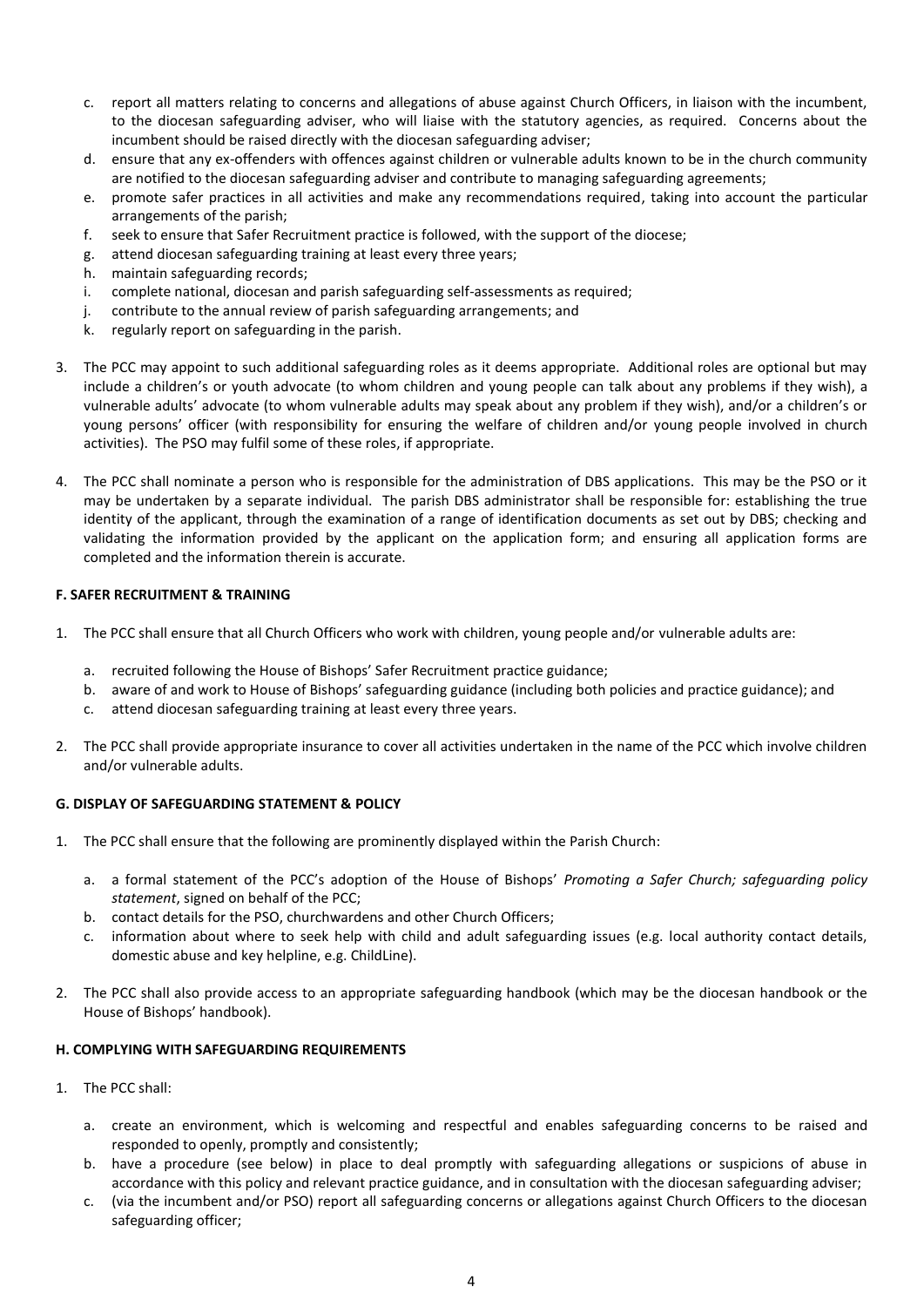c. report all matters relating to concerns and allegations of abuse against Church Officers, in liaison with the incumbent, to the diocesan safeguarding adviser, who will liaise with the statutory agencies, as required. Concerns about the incumbent should be raised directly with the diocesan safeguarding adviser;
d. ensure that any ex-offenders with offences against children or vulnerable adults known to be in the church community are notified to the diocesan safeguarding adviser and contribute to managing safeguarding agreements;
e. promote safer practices in all activities and make any recommendations required, taking into account the particular arrangements of the parish;
f. seek to ensure that Safer Recruitment practice is followed, with the support of the diocese;
g. attend diocesan safeguarding training at least every three years;
h. maintain safeguarding records;
i. complete national, diocesan and parish safeguarding self-assessments as required;
j. contribute to the annual review of parish safeguarding arrangements; and
k. regularly report on safeguarding in the parish.

3. The PCC may appoint to such additional safeguarding roles as it deems appropriate. Additional roles are optional but may include a children's or youth advocate (to whom children and young people can talk about any problems if they wish), a vulnerable adults' advocate (to whom vulnerable adults may speak about any problem if they wish), and/or a children's or young persons' officer (with responsibility for ensuring the welfare of children and/or young people involved in church activities). The PSO may fulfil some of these roles, if appropriate.

4. The PCC shall nominate a person who is responsible for the administration of DBS applications. This may be the PSO or it may be undertaken by a separate individual. The parish DBS administrator shall be responsible for: establishing the true identity of the applicant, through the examination of a range of identification documents as set out by DBS; checking and validating the information provided by the applicant on the application form; and ensuring all application forms are completed and the information therein is accurate.

#### F. SAFER RECRUITMENT & TRAINING

1. The PCC shall ensure that all Church Officers who work with children, young people and/or vulnerable adults are:

   a. recruited following the House of Bishops' Safer Recruitment practice guidance;
   b. aware of and work to House of Bishops' safeguarding guidance (including both policies and practice guidance); and
   c. attend diocesan safeguarding training at least every three years.

2. The PCC shall provide appropriate insurance to cover all activities undertaken in the name of the PCC which involve children and/or vulnerable adults.

#### G. DISPLAY OF SAFEGUARDING STATEMENT & POLICY

1. The PCC shall ensure that the following are prominently displayed within the Parish Church:

   a. a formal statement of the PCC's adoption of the House of Bishops' *Promoting a Safer Church; safeguarding policy statement*, signed on behalf of the PCC;
   b. contact details for the PSO, churchwardens and other Church Officers;
   c. information about where to seek help with child and adult safeguarding issues (e.g. local authority contact details, domestic abuse and key helpline, e.g. ChildLine).

2. The PCC shall also provide access to an appropriate safeguarding handbook (which may be the diocesan handbook or the House of Bishops' handbook).

#### H. COMPLYING WITH SAFEGUARDING REQUIREMENTS

1. The PCC shall:

   a. create an environment, which is welcoming and respectful and enables safeguarding concerns to be raised and responded to openly, promptly and consistently;
   b. have a procedure (see below) in place to deal promptly with safeguarding allegations or suspicions of abuse in accordance with this policy and relevant practice guidance, and in consultation with the diocesan safeguarding adviser;
   c. (via the incumbent and/or PSO) report all safeguarding concerns or allegations against Church Officers to the diocesan safeguarding officer;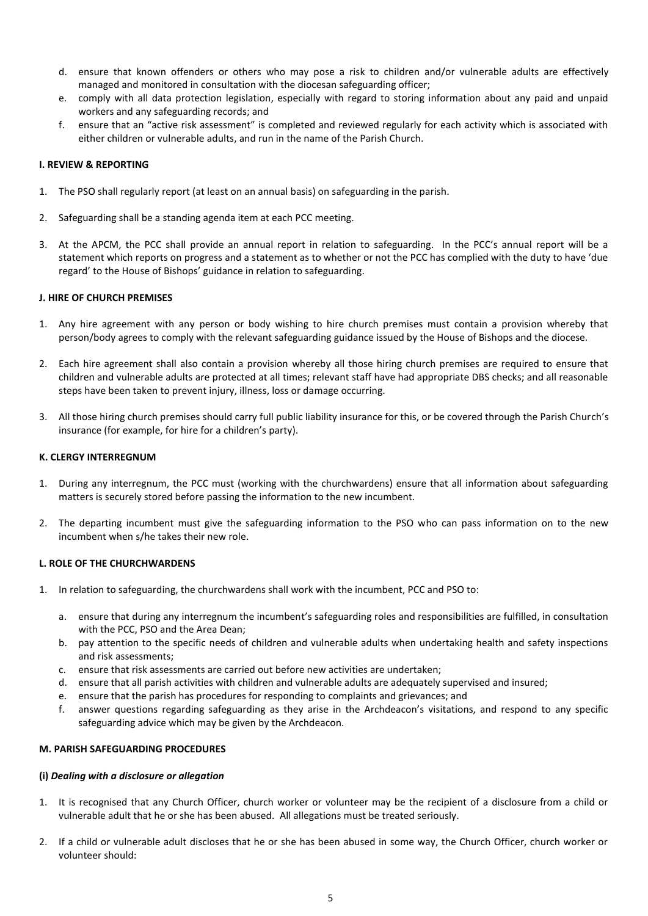d. ensure that known offenders or others who may pose a risk to children and/or vulnerable adults are effectively managed and monitored in consultation with the diocesan safeguarding officer;
e. comply with all data protection legislation, especially with regard to storing information about any paid and unpaid workers and any safeguarding records; and
f. ensure that an "active risk assessment" is completed and reviewed regularly for each activity which is associated with either children or vulnerable adults, and run in the name of the Parish Church.

**I. REVIEW & REPORTING**

1. The PSO shall regularly report (at least on an annual basis) on safeguarding in the parish.

2. Safeguarding shall be a standing agenda item at each PCC meeting.

3. At the APCM, the PCC shall provide an annual report in relation to safeguarding. In the PCC's annual report will be a statement which reports on progress and a statement as to whether or not the PCC has complied with the duty to have 'due regard' to the House of Bishops' guidance in relation to safeguarding.

**J. HIRE OF CHURCH PREMISES**

1. Any hire agreement with any person or body wishing to hire church premises must contain a provision whereby that person/body agrees to comply with the relevant safeguarding guidance issued by the House of Bishops and the diocese.

2. Each hire agreement shall also contain a provision whereby all those hiring church premises are required to ensure that children and vulnerable adults are protected at all times; relevant staff have had appropriate DBS checks; and all reasonable steps have been taken to prevent injury, illness, loss or damage occurring.

3. All those hiring church premises should carry full public liability insurance for this, or be covered through the Parish Church's insurance (for example, for hire for a children's party).

**K. CLERGY INTERREGNUM**

1. During any interregnum, the PCC must (working with the churchwardens) ensure that all information about safeguarding matters is securely stored before passing the information to the new incumbent.

2. The departing incumbent must give the safeguarding information to the PSO who can pass information on to the new incumbent when s/he takes their new role.

**L. ROLE OF THE CHURCHWARDENS**

1. In relation to safeguarding, the churchwardens shall work with the incumbent, PCC and PSO to:

    a. ensure that during any interregnum the incumbent's safeguarding roles and responsibilities are fulfilled, in consultation with the PCC, PSO and the Area Dean;
    b. pay attention to the specific needs of children and vulnerable adults when undertaking health and safety inspections and risk assessments;
    c. ensure that risk assessments are carried out before new activities are undertaken;
    d. ensure that all parish activities with children and vulnerable adults are adequately supervised and insured;
    e. ensure that the parish has procedures for responding to complaints and grievances; and
    f. answer questions regarding safeguarding as they arise in the Archdeacon's visitations, and respond to any specific safeguarding advice which may be given by the Archdeacon.

**M. PARISH SAFEGUARDING PROCEDURES**

**(i) *Dealing with a disclosure or allegation***

1. It is recognised that any Church Officer, church worker or volunteer may be the recipient of a disclosure from a child or vulnerable adult that he or she has been abused. All allegations must be treated seriously.

2. If a child or vulnerable adult discloses that he or she has been abused in some way, the Church Officer, church worker or volunteer should: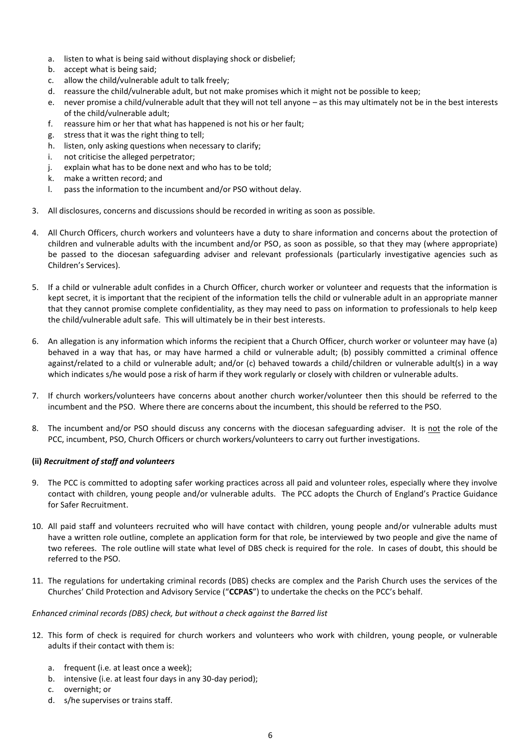a. listen to what is being said without displaying shock or disbelief;
b. accept what is being said;
c. allow the child/vulnerable adult to talk freely;
d. reassure the child/vulnerable adult, but not make promises which it might not be possible to keep;
e. never promise a child/vulnerable adult that they will not tell anyone – as this may ultimately not be in the best interests of the child/vulnerable adult;
f. reassure him or her that what has happened is not his or her fault;
g. stress that it was the right thing to tell;
h. listen, only asking questions when necessary to clarify;
i. not criticise the alleged perpetrator;
j. explain what has to be done next and who has to be told;
k. make a written record; and
l. pass the information to the incumbent and/or PSO without delay.

3. All disclosures, concerns and discussions should be recorded in writing as soon as possible.

4. All Church Officers, church workers and volunteers have a duty to share information and concerns about the protection of children and vulnerable adults with the incumbent and/or PSO, as soon as possible, so that they may (where appropriate) be passed to the diocesan safeguarding adviser and relevant professionals (particularly investigative agencies such as Children's Services).

5. If a child or vulnerable adult confides in a Church Officer, church worker or volunteer and requests that the information is kept secret, it is important that the recipient of the information tells the child or vulnerable adult in an appropriate manner that they cannot promise complete confidentiality, as they may need to pass on information to professionals to help keep the child/vulnerable adult safe. This will ultimately be in their best interests.

6. An allegation is any information which informs the recipient that a Church Officer, church worker or volunteer may have (a) behaved in a way that has, or may have harmed a child or vulnerable adult; (b) possibly committed a criminal offence against/related to a child or vulnerable adult; and/or (c) behaved towards a child/children or vulnerable adult(s) in a way which indicates s/he would pose a risk of harm if they work regularly or closely with children or vulnerable adults.

7. If church workers/volunteers have concerns about another church worker/volunteer then this should be referred to the incumbent and the PSO. Where there are concerns about the incumbent, this should be referred to the PSO.

8. The incumbent and/or PSO should discuss any concerns with the diocesan safeguarding adviser. It is <u>not</u> the role of the PCC, incumbent, PSO, Church Officers or church workers/volunteers to carry out further investigations.

**(ii)** ***Recruitment of staff and volunteers***

9. The PCC is committed to adopting safer working practices across all paid and volunteer roles, especially where they involve contact with children, young people and/or vulnerable adults. The PCC adopts the Church of England's Practice Guidance for Safer Recruitment.

10. All paid staff and volunteers recruited who will have contact with children, young people and/or vulnerable adults must have a written role outline, complete an application form for that role, be interviewed by two people and give the name of two referees. The role outline will state what level of DBS check is required for the role. In cases of doubt, this should be referred to the PSO.

11. The regulations for undertaking criminal records (DBS) checks are complex and the Parish Church uses the services of the Churches' Child Protection and Advisory Service ("**CCPAS**") to undertake the checks on the PCC's behalf.

*Enhanced criminal records (DBS) check, but without a check against the Barred list*

12. This form of check is required for church workers and volunteers who work with children, young people, or vulnerable adults if their contact with them is:

    a. frequent (i.e. at least once a week);
    b. intensive (i.e. at least four days in any 30-day period);
    c. overnight; or
    d. s/he supervises or trains staff.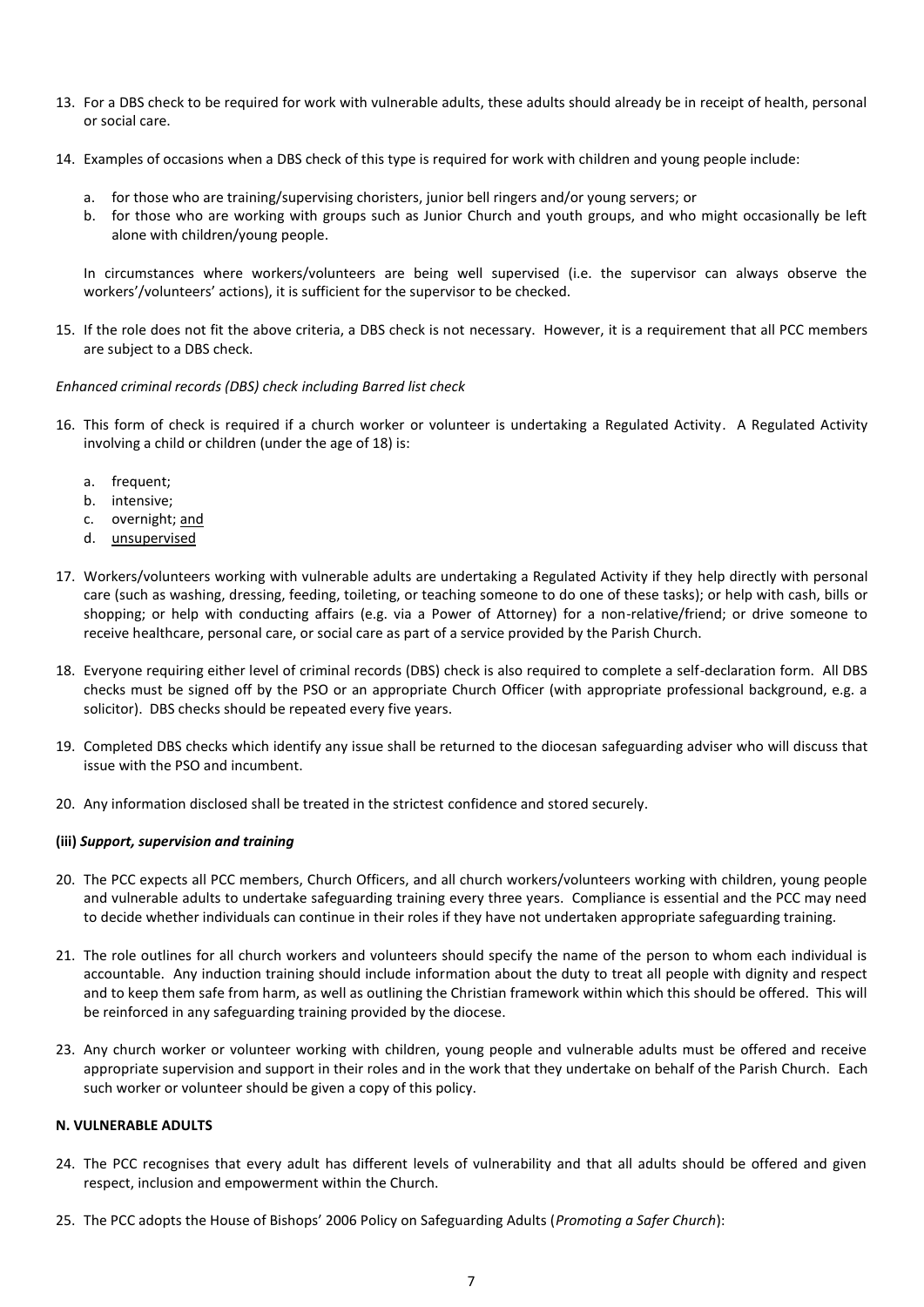13. For a DBS check to be required for work with vulnerable adults, these adults should already be in receipt of health, personal or social care.

14. Examples of occasions when a DBS check of this type is required for work with children and young people include:

    a. for those who are training/supervising choristers, junior bell ringers and/or young servers; or
    b. for those who are working with groups such as Junior Church and youth groups, and who might occasionally be left alone with children/young people.

    In circumstances where workers/volunteers are being well supervised (i.e. the supervisor can always observe the workers'/volunteers' actions), it is sufficient for the supervisor to be checked.

15. If the role does not fit the above criteria, a DBS check is not necessary. However, it is a requirement that all PCC members are subject to a DBS check.

*Enhanced criminal records (DBS) check including Barred list check*

16. This form of check is required if a church worker or volunteer is undertaking a Regulated Activity. A Regulated Activity involving a child or children (under the age of 18) is:

    a. frequent;
    b. intensive;
    c. overnight; and
    d. unsupervised

17. Workers/volunteers working with vulnerable adults are undertaking a Regulated Activity if they help directly with personal care (such as washing, dressing, feeding, toileting, or teaching someone to do one of these tasks); or help with cash, bills or shopping; or help with conducting affairs (e.g. via a Power of Attorney) for a non-relative/friend; or drive someone to receive healthcare, personal care, or social care as part of a service provided by the Parish Church.

18. Everyone requiring either level of criminal records (DBS) check is also required to complete a self-declaration form. All DBS checks must be signed off by the PSO or an appropriate Church Officer (with appropriate professional background, e.g. a solicitor). DBS checks should be repeated every five years.

19. Completed DBS checks which identify any issue shall be returned to the diocesan safeguarding adviser who will discuss that issue with the PSO and incumbent.

20. Any information disclosed shall be treated in the strictest confidence and stored securely.

**(iii)** ***Support, supervision and training***

20. The PCC expects all PCC members, Church Officers, and all church workers/volunteers working with children, young people and vulnerable adults to undertake safeguarding training every three years. Compliance is essential and the PCC may need to decide whether individuals can continue in their roles if they have not undertaken appropriate safeguarding training.

21. The role outlines for all church workers and volunteers should specify the name of the person to whom each individual is accountable. Any induction training should include information about the duty to treat all people with dignity and respect and to keep them safe from harm, as well as outlining the Christian framework within which this should be offered. This will be reinforced in any safeguarding training provided by the diocese.

23. Any church worker or volunteer working with children, young people and vulnerable adults must be offered and receive appropriate supervision and support in their roles and in the work that they undertake on behalf of the Parish Church. Each such worker or volunteer should be given a copy of this policy.

**N. VULNERABLE ADULTS**

24. The PCC recognises that every adult has different levels of vulnerability and that all adults should be offered and given respect, inclusion and empowerment within the Church.

25. The PCC adopts the House of Bishops' 2006 Policy on Safeguarding Adults (*Promoting a Safer Church*):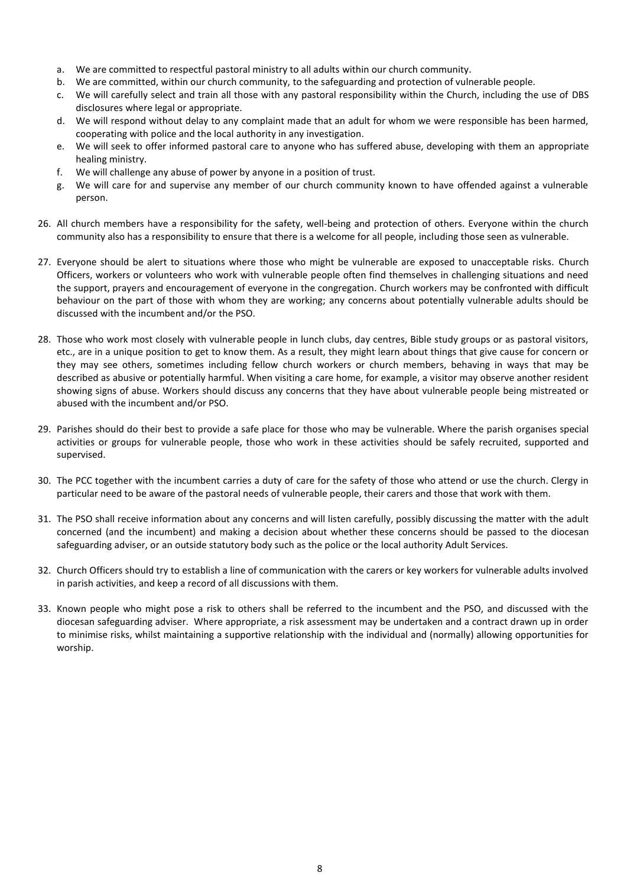a. We are committed to respectful pastoral ministry to all adults within our church community.
b. We are committed, within our church community, to the safeguarding and protection of vulnerable people.
c. We will carefully select and train all those with any pastoral responsibility within the Church, including the use of DBS disclosures where legal or appropriate.
d. We will respond without delay to any complaint made that an adult for whom we were responsible has been harmed, cooperating with police and the local authority in any investigation.
e. We will seek to offer informed pastoral care to anyone who has suffered abuse, developing with them an appropriate healing ministry.
f. We will challenge any abuse of power by anyone in a position of trust.
g. We will care for and supervise any member of our church community known to have offended against a vulnerable person.

26. All church members have a responsibility for the safety, well-being and protection of others. Everyone within the church community also has a responsibility to ensure that there is a welcome for all people, including those seen as vulnerable.

27. Everyone should be alert to situations where those who might be vulnerable are exposed to unacceptable risks. Church Officers, workers or volunteers who work with vulnerable people often find themselves in challenging situations and need the support, prayers and encouragement of everyone in the congregation. Church workers may be confronted with difficult behaviour on the part of those with whom they are working; any concerns about potentially vulnerable adults should be discussed with the incumbent and/or the PSO.

28. Those who work most closely with vulnerable people in lunch clubs, day centres, Bible study groups or as pastoral visitors, etc., are in a unique position to get to know them. As a result, they might learn about things that give cause for concern or they may see others, sometimes including fellow church workers or church members, behaving in ways that may be described as abusive or potentially harmful. When visiting a care home, for example, a visitor may observe another resident showing signs of abuse. Workers should discuss any concerns that they have about vulnerable people being mistreated or abused with the incumbent and/or PSO.

29. Parishes should do their best to provide a safe place for those who may be vulnerable. Where the parish organises special activities or groups for vulnerable people, those who work in these activities should be safely recruited, supported and supervised.

30. The PCC together with the incumbent carries a duty of care for the safety of those who attend or use the church. Clergy in particular need to be aware of the pastoral needs of vulnerable people, their carers and those that work with them.

31. The PSO shall receive information about any concerns and will listen carefully, possibly discussing the matter with the adult concerned (and the incumbent) and making a decision about whether these concerns should be passed to the diocesan safeguarding adviser, or an outside statutory body such as the police or the local authority Adult Services.

32. Church Officers should try to establish a line of communication with the carers or key workers for vulnerable adults involved in parish activities, and keep a record of all discussions with them.

33. Known people who might pose a risk to others shall be referred to the incumbent and the PSO, and discussed with the diocesan safeguarding adviser. Where appropriate, a risk assessment may be undertaken and a contract drawn up in order to minimise risks, whilst maintaining a supportive relationship with the individual and (normally) allowing opportunities for worship.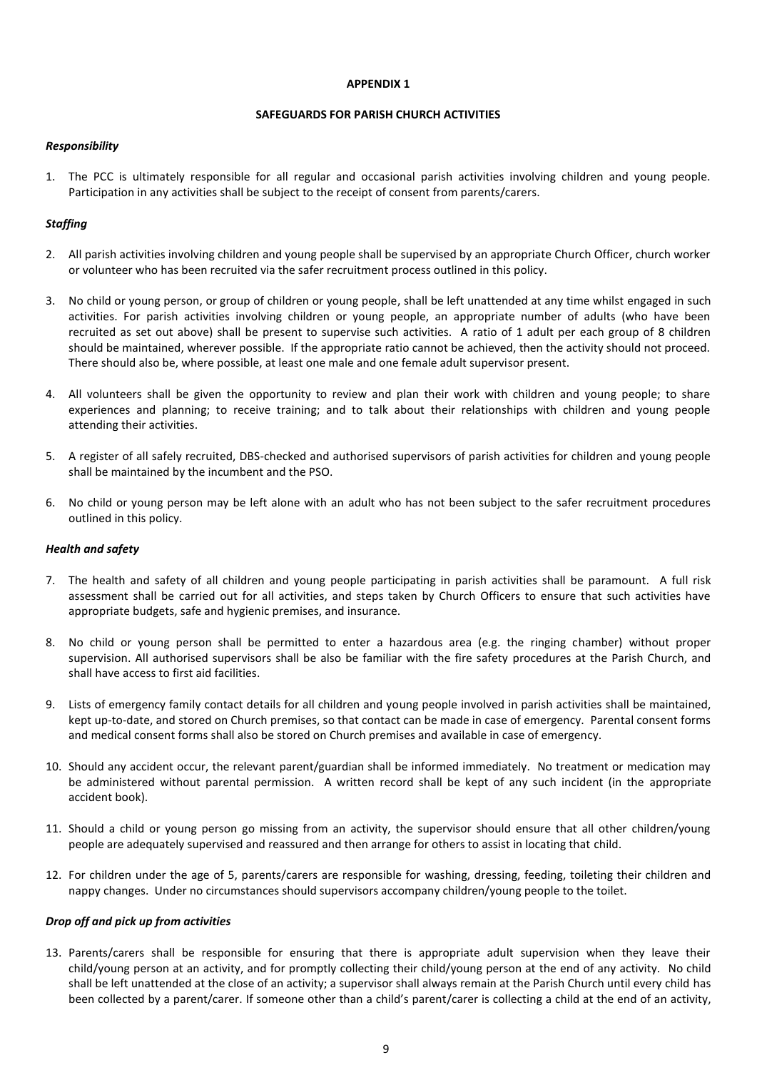**APPENDIX 1**

**SAFEGUARDS FOR PARISH CHURCH ACTIVITIES**

***Responsibility***

1. The PCC is ultimately responsible for all regular and occasional parish activities involving children and young people. Participation in any activities shall be subject to the receipt of consent from parents/carers.

***Staffing***

2. All parish activities involving children and young people shall be supervised by an appropriate Church Officer, church worker or volunteer who has been recruited via the safer recruitment process outlined in this policy.

3. No child or young person, or group of children or young people, shall be left unattended at any time whilst engaged in such activities. For parish activities involving children or young people, an appropriate number of adults (who have been recruited as set out above) shall be present to supervise such activities. A ratio of 1 adult per each group of 8 children should be maintained, wherever possible. If the appropriate ratio cannot be achieved, then the activity should not proceed. There should also be, where possible, at least one male and one female adult supervisor present.

4. All volunteers shall be given the opportunity to review and plan their work with children and young people; to share experiences and planning; to receive training; and to talk about their relationships with children and young people attending their activities.

5. A register of all safely recruited, DBS-checked and authorised supervisors of parish activities for children and young people shall be maintained by the incumbent and the PSO.

6. No child or young person may be left alone with an adult who has not been subject to the safer recruitment procedures outlined in this policy.

***Health and safety***

7. The health and safety of all children and young people participating in parish activities shall be paramount. A full risk assessment shall be carried out for all activities, and steps taken by Church Officers to ensure that such activities have appropriate budgets, safe and hygienic premises, and insurance.

8. No child or young person shall be permitted to enter a hazardous area (e.g. the ringing chamber) without proper supervision. All authorised supervisors shall be also be familiar with the fire safety procedures at the Parish Church, and shall have access to first aid facilities.

9. Lists of emergency family contact details for all children and young people involved in parish activities shall be maintained, kept up-to-date, and stored on Church premises, so that contact can be made in case of emergency. Parental consent forms and medical consent forms shall also be stored on Church premises and available in case of emergency.

10. Should any accident occur, the relevant parent/guardian shall be informed immediately. No treatment or medication may be administered without parental permission. A written record shall be kept of any such incident (in the appropriate accident book).

11. Should a child or young person go missing from an activity, the supervisor should ensure that all other children/young people are adequately supervised and reassured and then arrange for others to assist in locating that child.

12. For children under the age of 5, parents/carers are responsible for washing, dressing, feeding, toileting their children and nappy changes. Under no circumstances should supervisors accompany children/young people to the toilet.

***Drop off and pick up from activities***

13. Parents/carers shall be responsible for ensuring that there is appropriate adult supervision when they leave their child/young person at an activity, and for promptly collecting their child/young person at the end of any activity. No child shall be left unattended at the close of an activity; a supervisor shall always remain at the Parish Church until every child has been collected by a parent/carer. If someone other than a child's parent/carer is collecting a child at the end of an activity,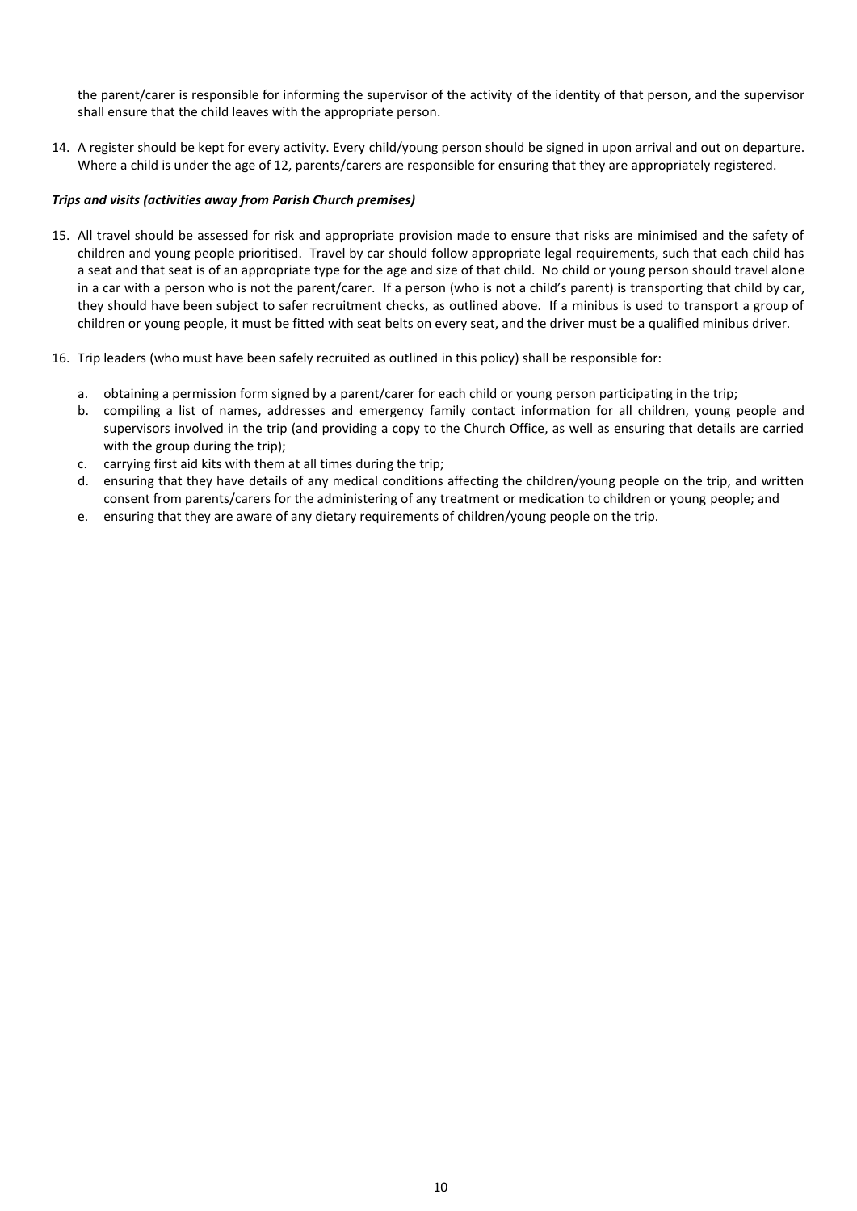the parent/carer is responsible for informing the supervisor of the activity of the identity of that person, and the supervisor shall ensure that the child leaves with the appropriate person.

14. A register should be kept for every activity. Every child/young person should be signed in upon arrival and out on departure. Where a child is under the age of 12, parents/carers are responsible for ensuring that they are appropriately registered.

***Trips and visits (activities away from Parish Church premises)***

15. All travel should be assessed for risk and appropriate provision made to ensure that risks are minimised and the safety of children and young people prioritised. Travel by car should follow appropriate legal requirements, such that each child has a seat and that seat is of an appropriate type for the age and size of that child. No child or young person should travel alone in a car with a person who is not the parent/carer. If a person (who is not a child's parent) is transporting that child by car, they should have been subject to safer recruitment checks, as outlined above. If a minibus is used to transport a group of children or young people, it must be fitted with seat belts on every seat, and the driver must be a qualified minibus driver.

16. Trip leaders (who must have been safely recruited as outlined in this policy) shall be responsible for:

    a. obtaining a permission form signed by a parent/carer for each child or young person participating in the trip;
    b. compiling a list of names, addresses and emergency family contact information for all children, young people and supervisors involved in the trip (and providing a copy to the Church Office, as well as ensuring that details are carried with the group during the trip);
    c. carrying first aid kits with them at all times during the trip;
    d. ensuring that they have details of any medical conditions affecting the children/young people on the trip, and written consent from parents/carers for the administering of any treatment or medication to children or young people; and
    e. ensuring that they are aware of any dietary requirements of children/young people on the trip.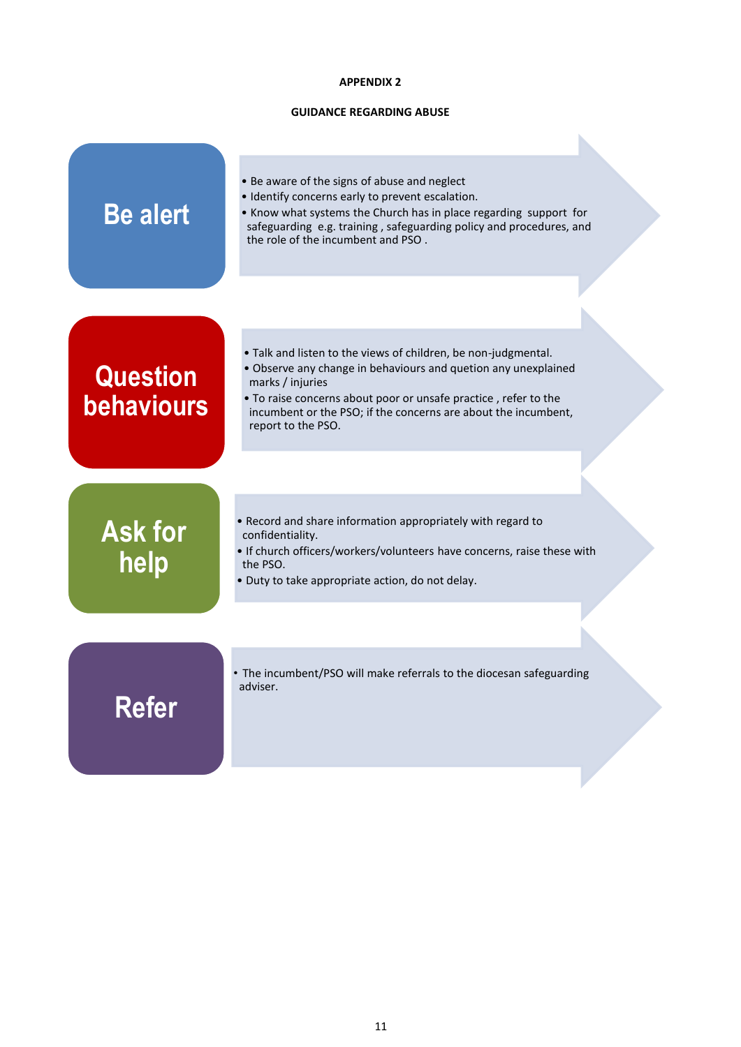**APPENDIX 2**

**GUIDANCE REGARDING ABUSE**

## Be alert

- Be aware of the signs of abuse and neglect
- Identify concerns early to prevent escalation.
- Know what systems the Church has in place regarding support for safeguarding e.g. training , safeguarding policy and procedures, and the role of the incumbent and PSO .

## Question behaviours

- Talk and listen to the views of children, be non-judgmental.
- Observe any change in behaviours and quetion any unexplained marks / injuries
- To raise concerns about poor or unsafe practice , refer to the incumbent or the PSO; if the concerns are about the incumbent, report to the PSO.

## Ask for help

- Record and share information appropriately with regard to confidentiality.
- If church officers/workers/volunteers have concerns, raise these with the PSO.
- Duty to take appropriate action, do not delay.

## Refer

- The incumbent/PSO will make referrals to the diocesan safeguarding adviser.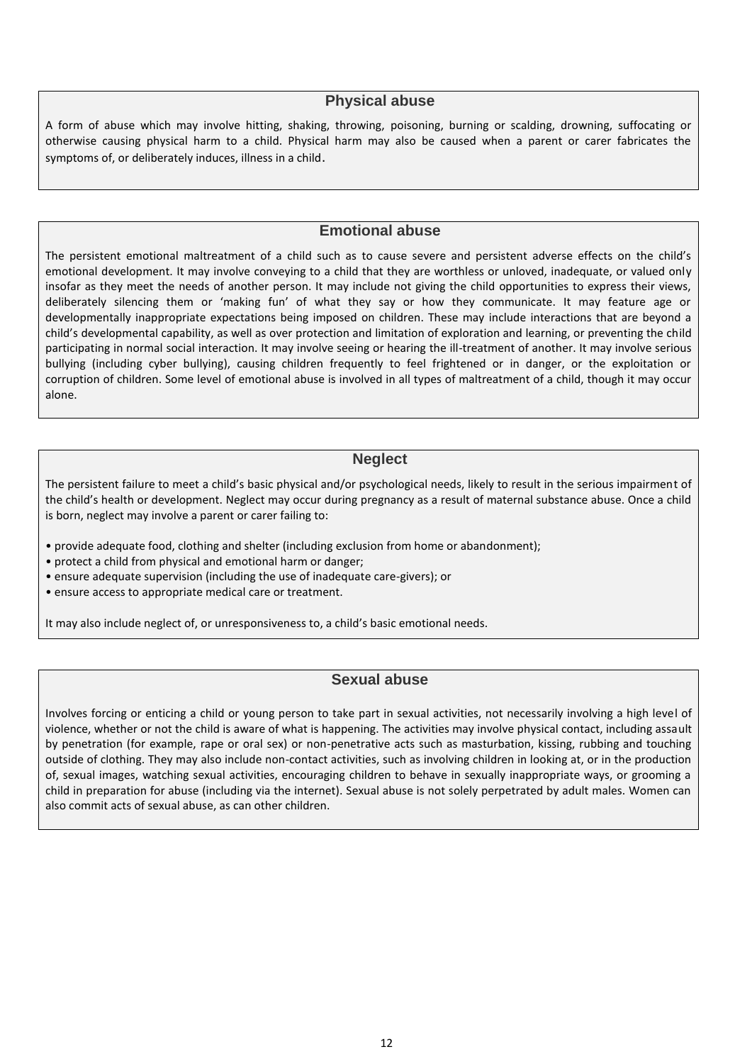## Physical abuse

A form of abuse which may involve hitting, shaking, throwing, poisoning, burning or scalding, drowning, suffocating or otherwise causing physical harm to a child. Physical harm may also be caused when a parent or carer fabricates the symptoms of, or deliberately induces, illness in a child.

## Emotional abuse

The persistent emotional maltreatment of a child such as to cause severe and persistent adverse effects on the child's emotional development. It may involve conveying to a child that they are worthless or unloved, inadequate, or valued only insofar as they meet the needs of another person. It may include not giving the child opportunities to express their views, deliberately silencing them or 'making fun' of what they say or how they communicate. It may feature age or developmentally inappropriate expectations being imposed on children. These may include interactions that are beyond a child's developmental capability, as well as over protection and limitation of exploration and learning, or preventing the child participating in normal social interaction. It may involve seeing or hearing the ill-treatment of another. It may involve serious bullying (including cyber bullying), causing children frequently to feel frightened or in danger, or the exploitation or corruption of children. Some level of emotional abuse is involved in all types of maltreatment of a child, though it may occur alone.

## Neglect

The persistent failure to meet a child's basic physical and/or psychological needs, likely to result in the serious impairment of the child's health or development. Neglect may occur during pregnancy as a result of maternal substance abuse. Once a child is born, neglect may involve a parent or carer failing to:

- provide adequate food, clothing and shelter (including exclusion from home or abandonment);
- protect a child from physical and emotional harm or danger;
- ensure adequate supervision (including the use of inadequate care-givers); or
- ensure access to appropriate medical care or treatment.

It may also include neglect of, or unresponsiveness to, a child's basic emotional needs.

## Sexual abuse

Involves forcing or enticing a child or young person to take part in sexual activities, not necessarily involving a high level of violence, whether or not the child is aware of what is happening. The activities may involve physical contact, including assault by penetration (for example, rape or oral sex) or non-penetrative acts such as masturbation, kissing, rubbing and touching outside of clothing. They may also include non-contact activities, such as involving children in looking at, or in the production of, sexual images, watching sexual activities, encouraging children to behave in sexually inappropriate ways, or grooming a child in preparation for abuse (including via the internet). Sexual abuse is not solely perpetrated by adult males. Women can also commit acts of sexual abuse, as can other children.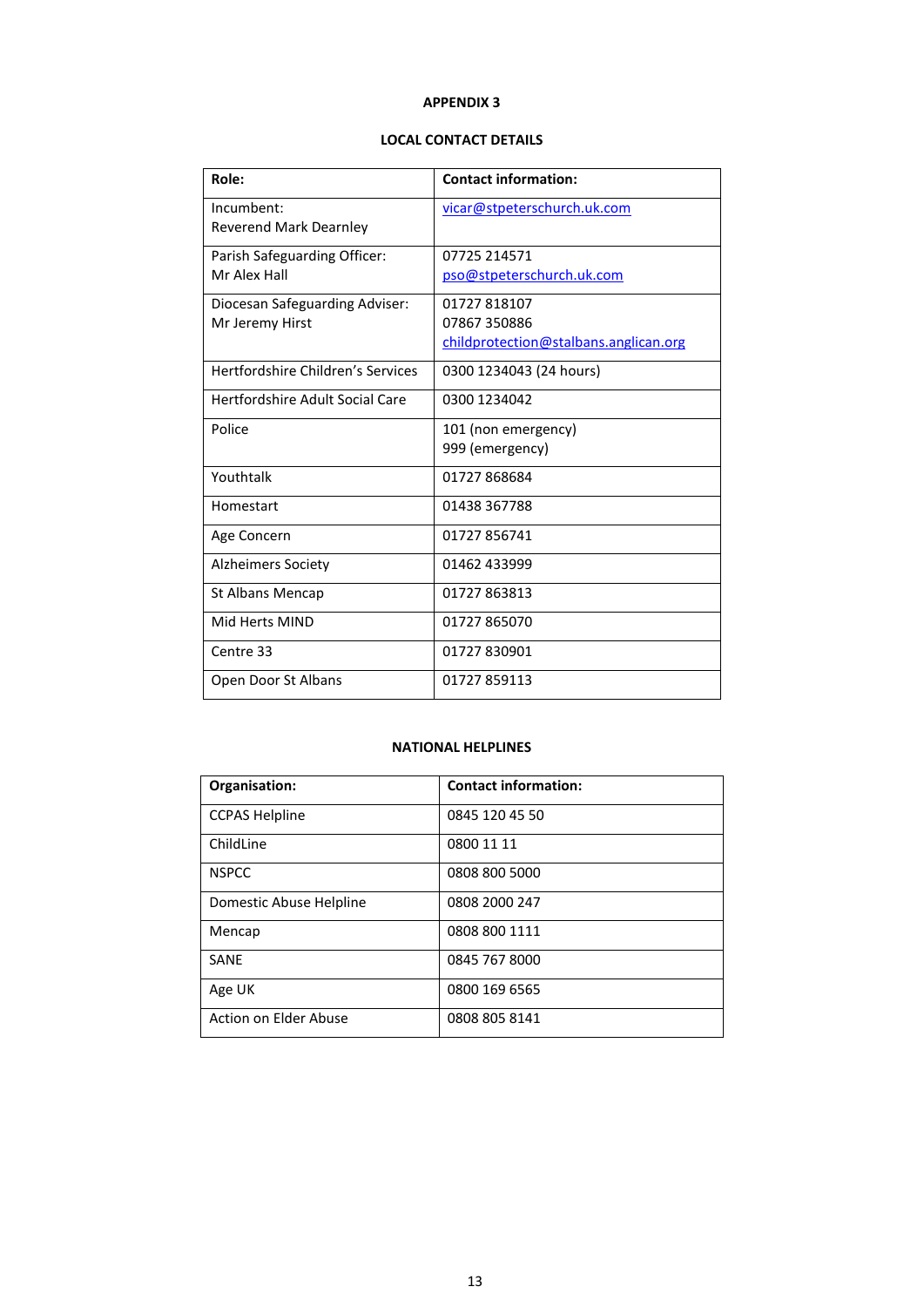# APPENDIX 3

## LOCAL CONTACT DETAILS

| Role: | Contact information: |
|---|---|
| Incumbent:<br>Reverend Mark Dearnley | vicar@stpeterschurch.uk.com |
| Parish Safeguarding Officer:<br>Mr Alex Hall | 07725 214571<br>pso@stpeterschurch.uk.com |
| Diocesan Safeguarding Adviser:<br>Mr Jeremy Hirst | 01727 818107<br>07867 350886<br>childprotection@stalbans.anglican.org |
| Hertfordshire Children's Services | 0300 1234043 (24 hours) |
| Hertfordshire Adult Social Care | 0300 1234042 |
| Police | 101 (non emergency)<br>999 (emergency) |
| Youthtalk | 01727 868684 |
| Homestart | 01438 367788 |
| Age Concern | 01727 856741 |
| Alzheimers Society | 01462 433999 |
| St Albans Mencap | 01727 863813 |
| Mid Herts MIND | 01727 865070 |
| Centre 33 | 01727 830901 |
| Open Door St Albans | 01727 859113 |

## NATIONAL HELPLINES

| Organisation: | Contact information: |
|---|---|
| CCPAS Helpline | 0845 120 45 50 |
| ChildLine | 0800 11 11 |
| NSPCC | 0808 800 5000 |
| Domestic Abuse Helpline | 0808 2000 247 |
| Mencap | 0808 800 1111 |
| SANE | 0845 767 8000 |
| Age UK | 0800 169 6565 |
| Action on Elder Abuse | 0808 805 8141 |